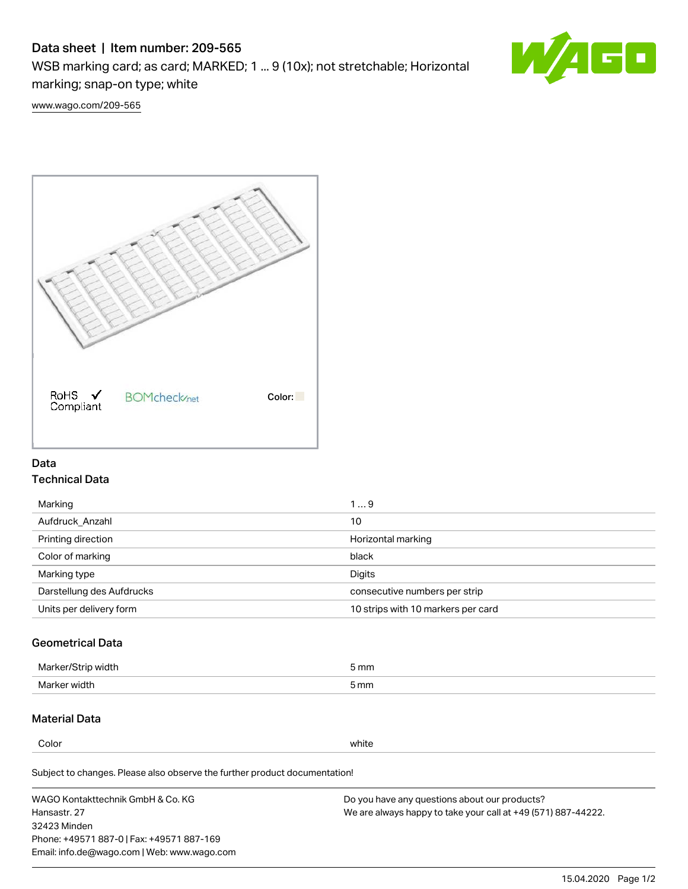# Data sheet | Item number: 209-565

WSB marking card; as card; MARKED; 1 ... 9 (10x); not stretchable; Horizontal marking; snap-on type; white

www.wago.com/209-565

RoHS ✓ Compliant

BOMcheck.net

Color:

## Data

### Technical Data

| | |
|---|---|
| Marking | 1 ... 9 |
| Aufdruck_Anzahl | 10 |
| Printing direction | Horizontal marking |
| Color of marking | black |
| Marking type | Digits |
| Darstellung des Aufdrucks | consecutive numbers per strip |
| Units per delivery form | 10 strips with 10 markers per card |

### Geometrical Data

| | |
|---|---|
| Marker/Strip width | 5 mm |
| Marker width | 5 mm |

### Material Data

| | |
|---|---|
| Color | white |

Subject to changes. Please also observe the further product documentation!

WAGO Kontakttechnik GmbH & Co. KG
Hansastr. 27
32423 Minden
Phone: +49571 887-0 | Fax: +49571 887-169
Email: info.de@wago.com | Web: www.wago.com

Do you have any questions about our products?
We are always happy to take your call at +49 (571) 887-44222.

15.04.2020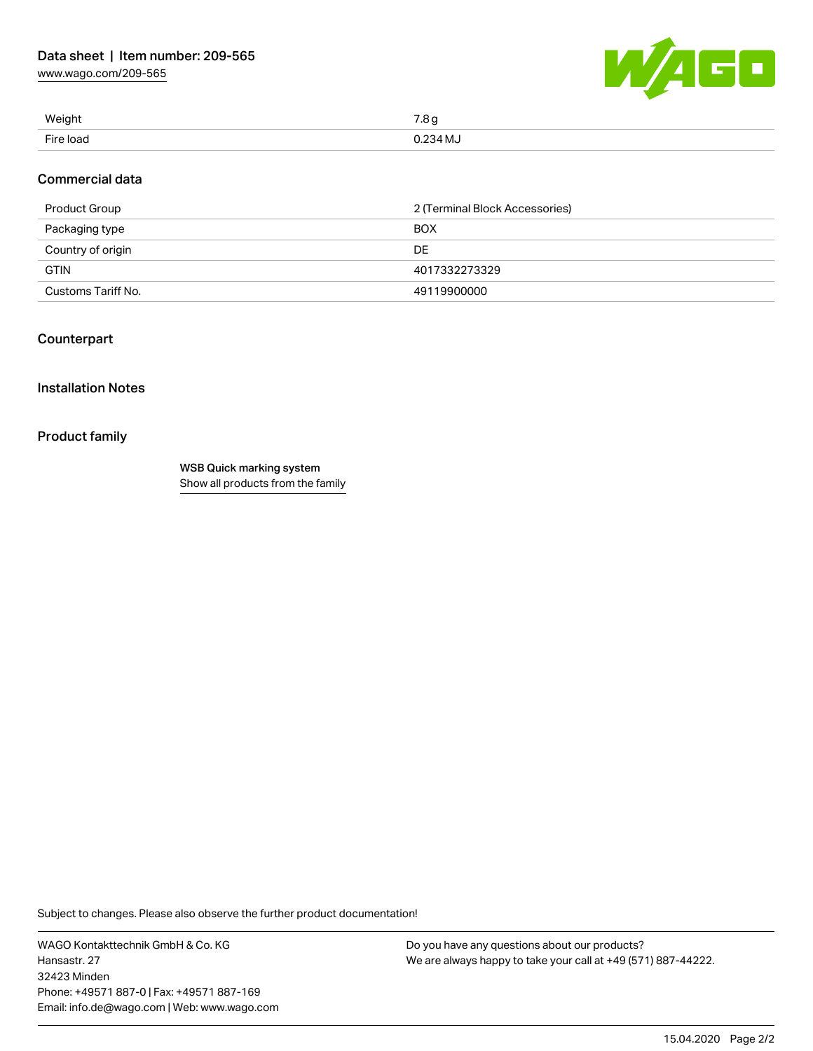| | |
|---|---|
| Weight | 7.8 g |
| Fire load | 0.234 MJ |

## Commercial data

| | |
|---|---|
| Product Group | 2 (Terminal Block Accessories) |
| Packaging type | BOX |
| Country of origin | DE |
| GTIN | 4017332273329 |
| Customs Tariff No. | 49119900000 |

## Counterpart

## Installation Notes

## Product family

**WSB Quick marking system**
Show all products from the family

Subject to changes. Please also observe the further product documentation!

WAGO Kontakttechnik GmbH & Co. KG
Hansastr. 27
32423 Minden
Phone: +49571 887-0 | Fax: +49571 887-169
Email: info.de@wago.com | Web: www.wago.com

Do you have any questions about our products?
We are always happy to take your call at +49 (571) 887-44222.

15.04.2020